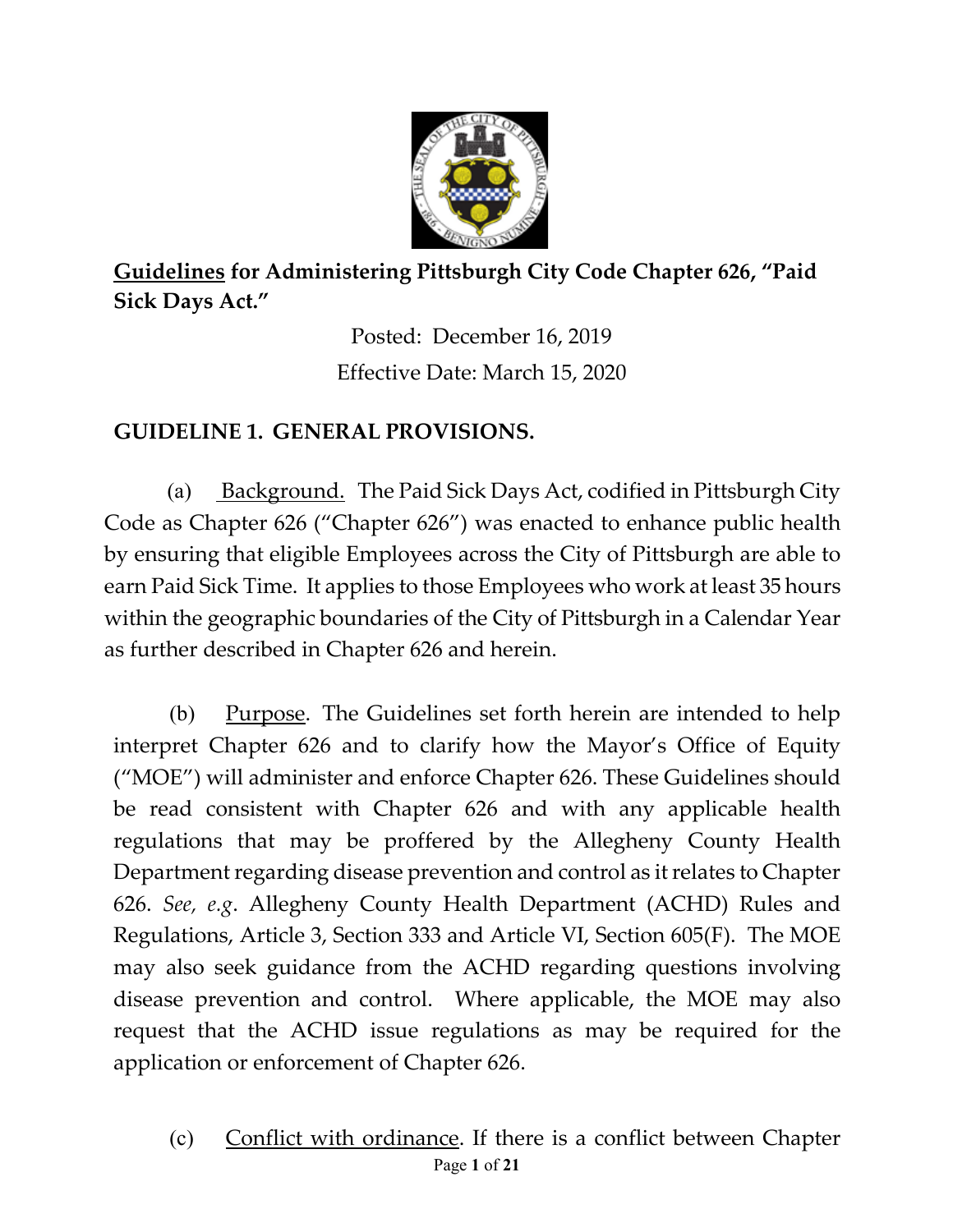**<u>Guidelines</u> for Administering Pittsburgh City Code Chapter 626, "Paid Sick Days Act."**

Posted: December 16, 2019

Effective Date: March 15, 2020

## GUIDELINE 1. GENERAL PROVISIONS.

(a) <u>Background.</u> The Paid Sick Days Act, codified in Pittsburgh City Code as Chapter 626 ("Chapter 626") was enacted to enhance public health by ensuring that eligible Employees across the City of Pittsburgh are able to earn Paid Sick Time. It applies to those Employees who work at least 35 hours within the geographic boundaries of the City of Pittsburgh in a Calendar Year as further described in Chapter 626 and herein.

(b) <u>Purpose</u>. The Guidelines set forth herein are intended to help interpret Chapter 626 and to clarify how the Mayor's Office of Equity ("MOE") will administer and enforce Chapter 626. These Guidelines should be read consistent with Chapter 626 and with any applicable health regulations that may be proffered by the Allegheny County Health Department regarding disease prevention and control as it relates to Chapter 626. *See, e.g*. Allegheny County Health Department (ACHD) Rules and Regulations, Article 3, Section 333 and Article VI, Section 605(F). The MOE may also seek guidance from the ACHD regarding questions involving disease prevention and control. Where applicable, the MOE may also request that the ACHD issue regulations as may be required for the application or enforcement of Chapter 626.

(c) <u>Conflict with ordinance</u>. If there is a conflict between Chapter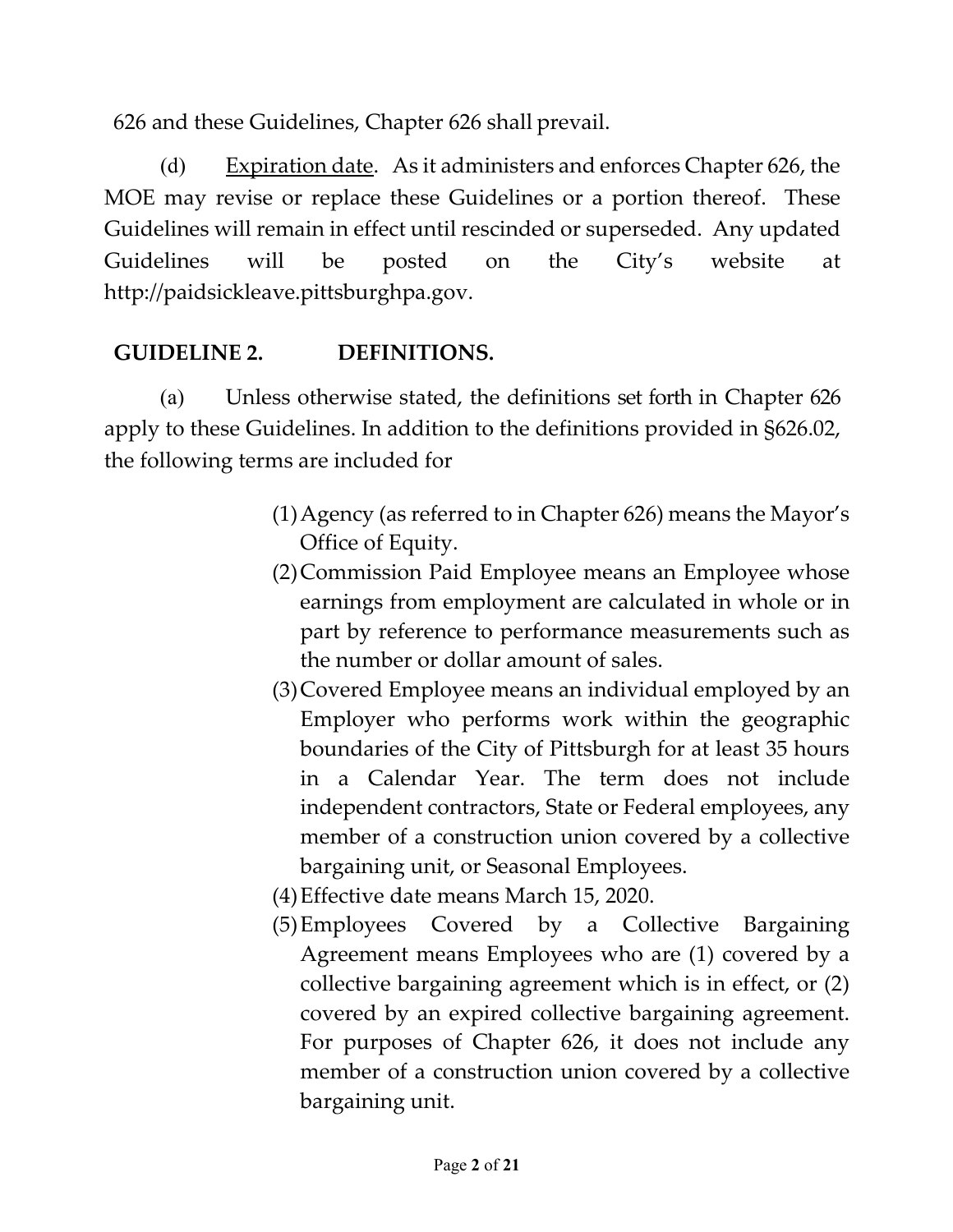626 and these Guidelines, Chapter 626 shall prevail.

(d) Expiration date. As it administers and enforces Chapter 626, the MOE may revise or replace these Guidelines or a portion thereof. These Guidelines will remain in effect until rescinded or superseded. Any updated Guidelines will be posted on the City's website at http://paidsickleave.pittsburghpa.gov.

## GUIDELINE 2. DEFINITIONS.

(a) Unless otherwise stated, the definitions set forth in Chapter 626 apply to these Guidelines. In addition to the definitions provided in §626.02, the following terms are included for

(1) Agency (as referred to in Chapter 626) means the Mayor's Office of Equity.

(2) Commission Paid Employee means an Employee whose earnings from employment are calculated in whole or in part by reference to performance measurements such as the number or dollar amount of sales.

(3) Covered Employee means an individual employed by an Employer who performs work within the geographic boundaries of the City of Pittsburgh for at least 35 hours in a Calendar Year. The term does not include independent contractors, State or Federal employees, any member of a construction union covered by a collective bargaining unit, or Seasonal Employees.

(4) Effective date means March 15, 2020.

(5) Employees Covered by a Collective Bargaining Agreement means Employees who are (1) covered by a collective bargaining agreement which is in effect, or (2) covered by an expired collective bargaining agreement. For purposes of Chapter 626, it does not include any member of a construction union covered by a collective bargaining unit.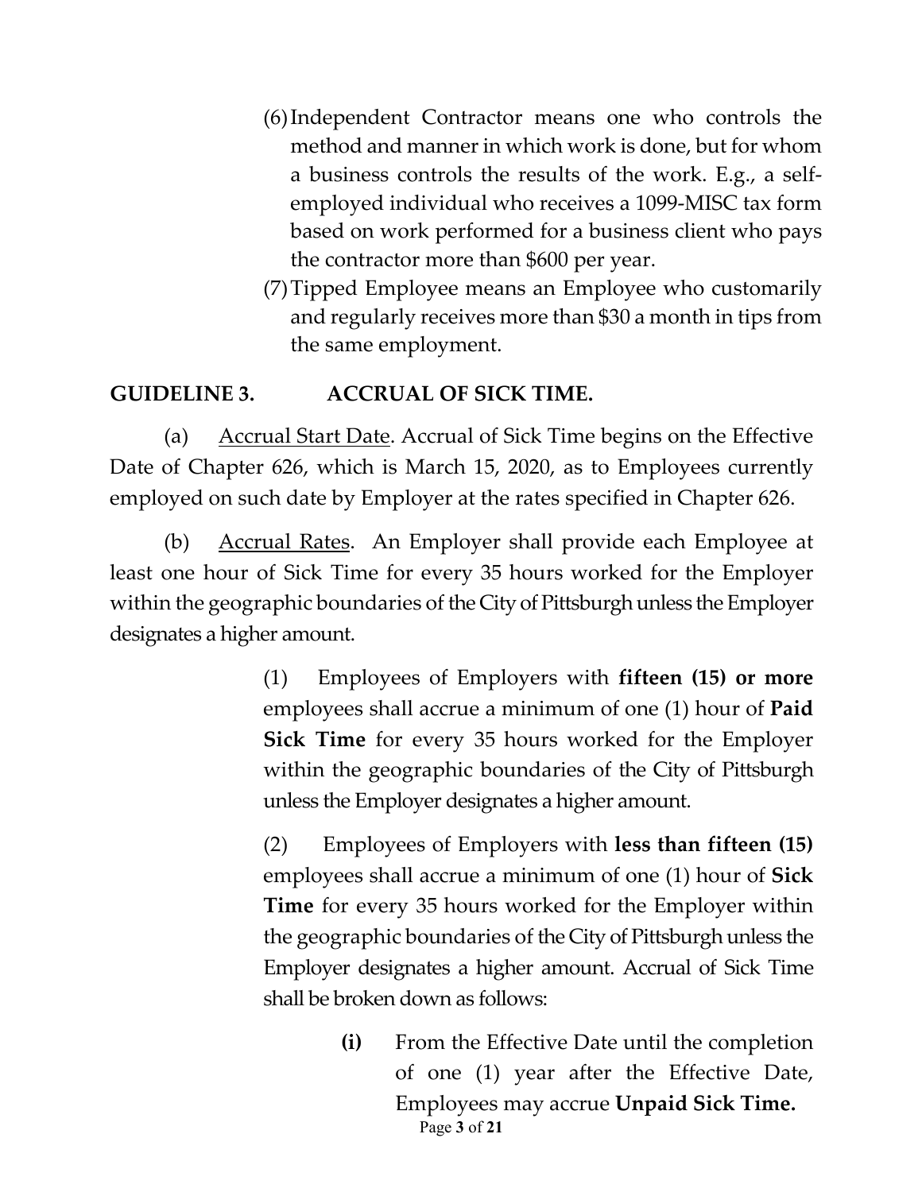(6) Independent Contractor means one who controls the method and manner in which work is done, but for whom a business controls the results of the work. E.g., a self-employed individual who receives a 1099-MISC tax form based on work performed for a business client who pays the contractor more than $600 per year.

(7) Tipped Employee means an Employee who customarily and regularly receives more than $30 a month in tips from the same employment.

## GUIDELINE 3. ACCRUAL OF SICK TIME.

(a) Accrual Start Date. Accrual of Sick Time begins on the Effective Date of Chapter 626, which is March 15, 2020, as to Employees currently employed on such date by Employer at the rates specified in Chapter 626.

(b) Accrual Rates. An Employer shall provide each Employee at least one hour of Sick Time for every 35 hours worked for the Employer within the geographic boundaries of the City of Pittsburgh unless the Employer designates a higher amount.

(1) Employees of Employers with **fifteen (15) or more** employees shall accrue a minimum of one (1) hour of **Paid Sick Time** for every 35 hours worked for the Employer within the geographic boundaries of the City of Pittsburgh unless the Employer designates a higher amount.

(2) Employees of Employers with **less than fifteen (15)** employees shall accrue a minimum of one (1) hour of **Sick Time** for every 35 hours worked for the Employer within the geographic boundaries of the City of Pittsburgh unless the Employer designates a higher amount. Accrual of Sick Time shall be broken down as follows:

**(i)** From the Effective Date until the completion of one (1) year after the Effective Date, Employees may accrue **Unpaid Sick Time.**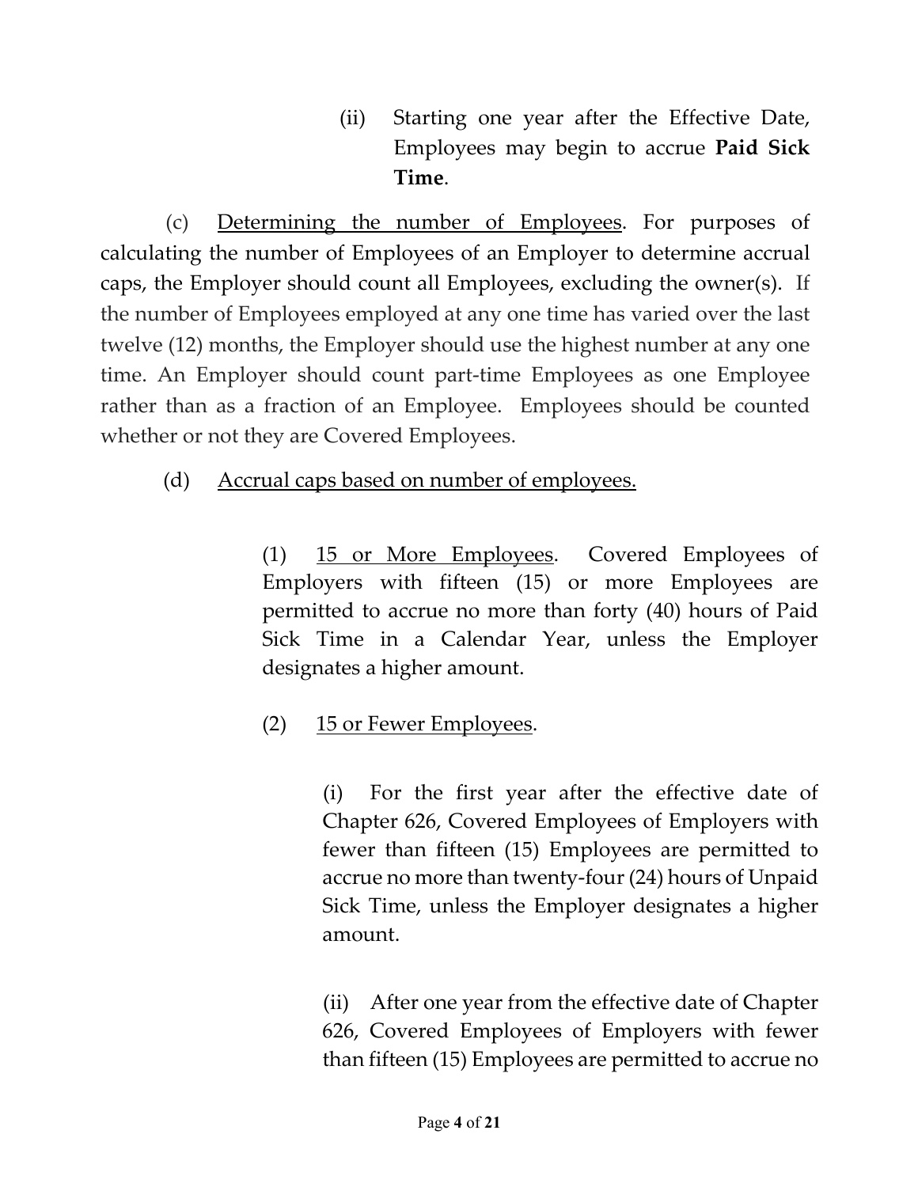(ii) Starting one year after the Effective Date, Employees may begin to accrue **Paid Sick Time**.

(c) Determining the number of Employees. For purposes of calculating the number of Employees of an Employer to determine accrual caps, the Employer should count all Employees, excluding the owner(s). If the number of Employees employed at any one time has varied over the last twelve (12) months, the Employer should use the highest number at any one time. An Employer should count part-time Employees as one Employee rather than as a fraction of an Employee. Employees should be counted whether or not they are Covered Employees.

(d) Accrual caps based on number of employees.

(1) 15 or More Employees. Covered Employees of Employers with fifteen (15) or more Employees are permitted to accrue no more than forty (40) hours of Paid Sick Time in a Calendar Year, unless the Employer designates a higher amount.

(2) 15 or Fewer Employees.

(i) For the first year after the effective date of Chapter 626, Covered Employees of Employers with fewer than fifteen (15) Employees are permitted to accrue no more than twenty-four (24) hours of Unpaid Sick Time, unless the Employer designates a higher amount.

(ii) After one year from the effective date of Chapter 626, Covered Employees of Employers with fewer than fifteen (15) Employees are permitted to accrue no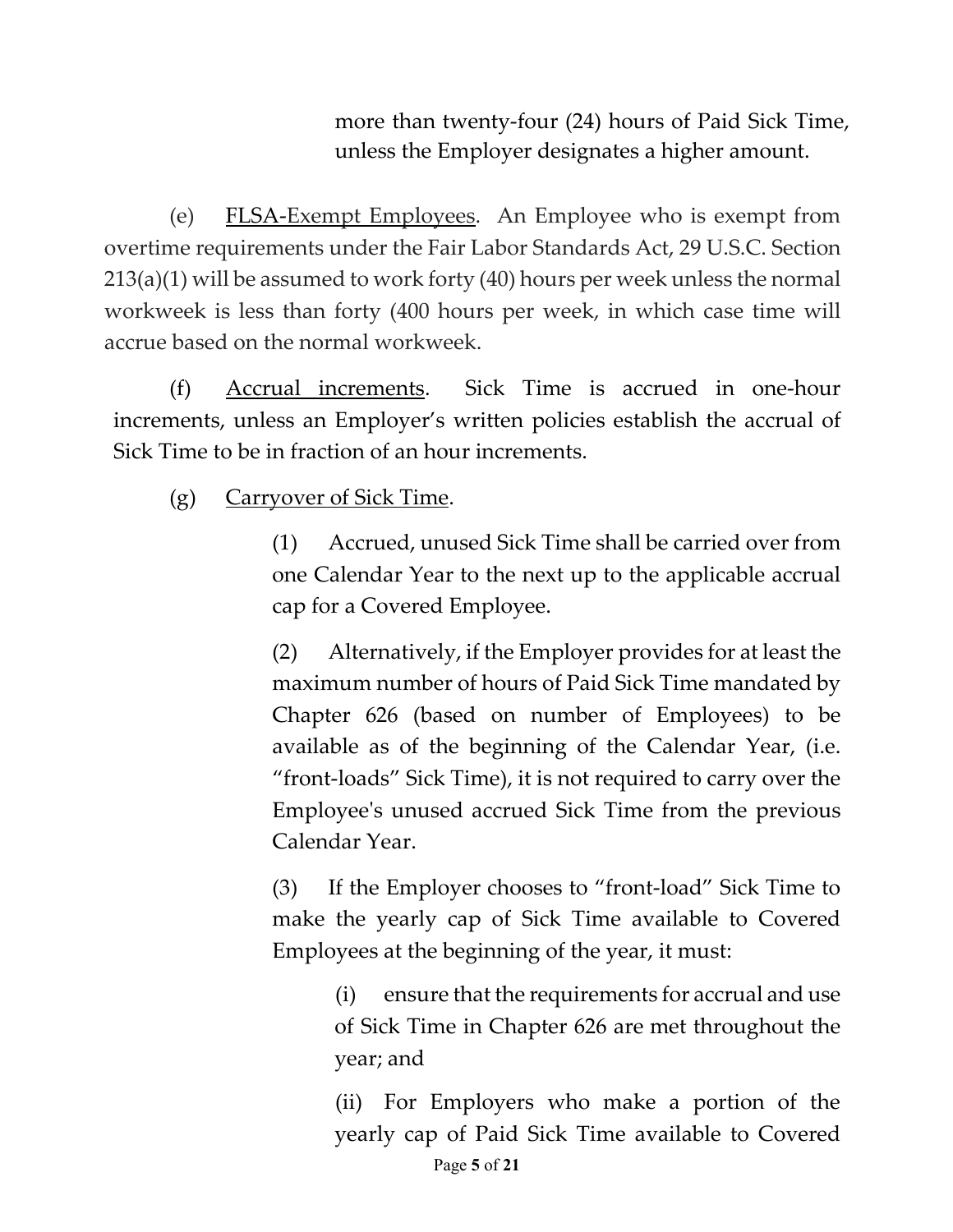more than twenty-four (24) hours of Paid Sick Time, unless the Employer designates a higher amount.

(e) FLSA-Exempt Employees. An Employee who is exempt from overtime requirements under the Fair Labor Standards Act, 29 U.S.C. Section 213(a)(1) will be assumed to work forty (40) hours per week unless the normal workweek is less than forty (400 hours per week, in which case time will accrue based on the normal workweek.

(f) Accrual increments. Sick Time is accrued in one-hour increments, unless an Employer's written policies establish the accrual of Sick Time to be in fraction of an hour increments.

(g) Carryover of Sick Time.

(1) Accrued, unused Sick Time shall be carried over from one Calendar Year to the next up to the applicable accrual cap for a Covered Employee.

(2) Alternatively, if the Employer provides for at least the maximum number of hours of Paid Sick Time mandated by Chapter 626 (based on number of Employees) to be available as of the beginning of the Calendar Year, (i.e. "front-loads" Sick Time), it is not required to carry over the Employee's unused accrued Sick Time from the previous Calendar Year.

(3) If the Employer chooses to "front-load" Sick Time to make the yearly cap of Sick Time available to Covered Employees at the beginning of the year, it must:

(i) ensure that the requirements for accrual and use of Sick Time in Chapter 626 are met throughout the year; and

(ii) For Employers who make a portion of the yearly cap of Paid Sick Time available to Covered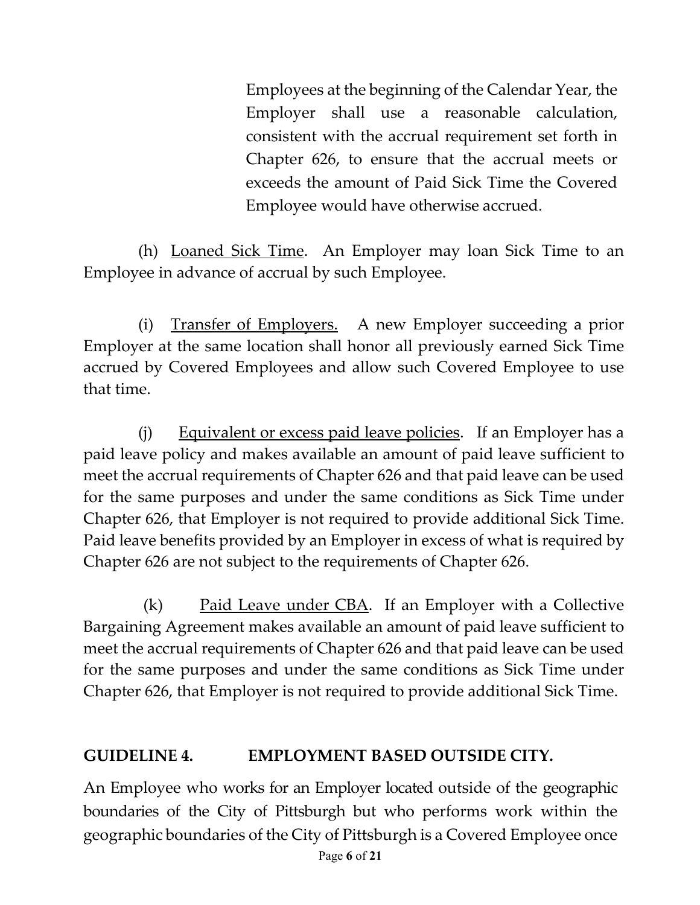Employees at the beginning of the Calendar Year, the Employer shall use a reasonable calculation, consistent with the accrual requirement set forth in Chapter 626, to ensure that the accrual meets or exceeds the amount of Paid Sick Time the Covered Employee would have otherwise accrued.

(h) Loaned Sick Time. An Employer may loan Sick Time to an Employee in advance of accrual by such Employee.

(i) Transfer of Employers. A new Employer succeeding a prior Employer at the same location shall honor all previously earned Sick Time accrued by Covered Employees and allow such Covered Employee to use that time.

(j) Equivalent or excess paid leave policies. If an Employer has a paid leave policy and makes available an amount of paid leave sufficient to meet the accrual requirements of Chapter 626 and that paid leave can be used for the same purposes and under the same conditions as Sick Time under Chapter 626, that Employer is not required to provide additional Sick Time. Paid leave benefits provided by an Employer in excess of what is required by Chapter 626 are not subject to the requirements of Chapter 626.

(k) Paid Leave under CBA. If an Employer with a Collective Bargaining Agreement makes available an amount of paid leave sufficient to meet the accrual requirements of Chapter 626 and that paid leave can be used for the same purposes and under the same conditions as Sick Time under Chapter 626, that Employer is not required to provide additional Sick Time.

**GUIDELINE 4. EMPLOYMENT BASED OUTSIDE CITY.**

An Employee who works for an Employer located outside of the geographic boundaries of the City of Pittsburgh but who performs work within the geographic boundaries of the City of Pittsburgh is a Covered Employee once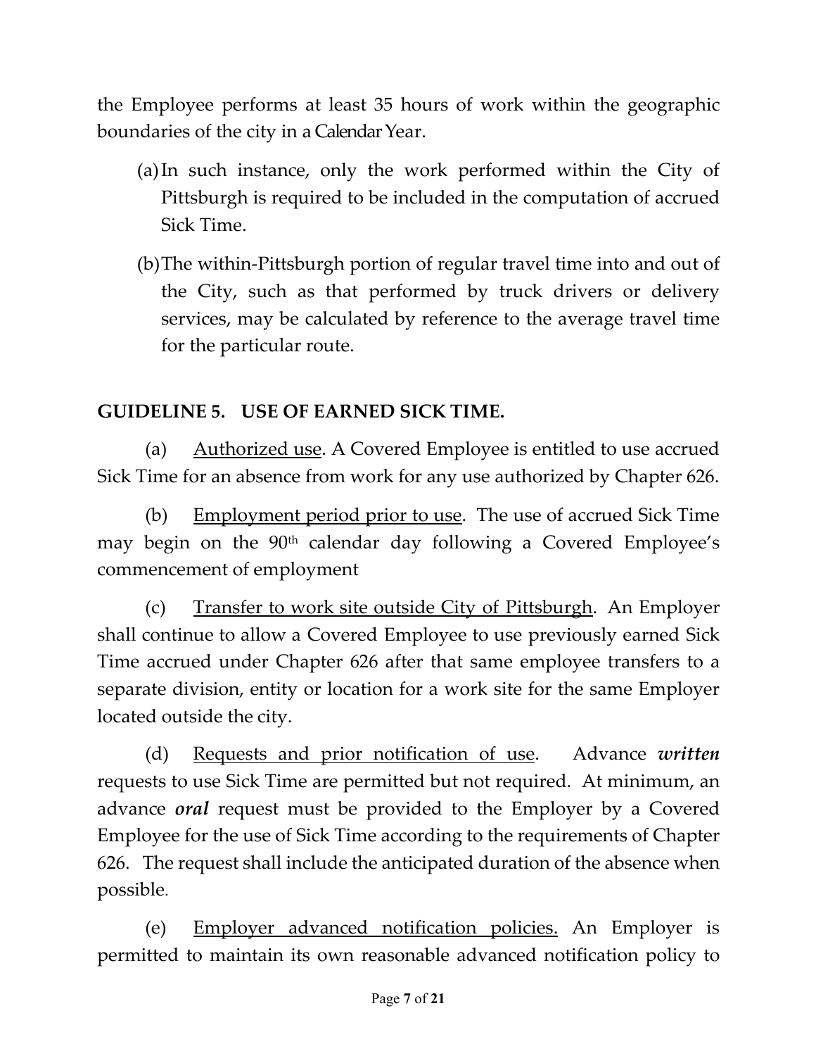the Employee performs at least 35 hours of work within the geographic boundaries of the city in a Calendar Year.

(a) In such instance, only the work performed within the City of Pittsburgh is required to be included in the computation of accrued Sick Time.

(b) The within-Pittsburgh portion of regular travel time into and out of the City, such as that performed by truck drivers or delivery services, may be calculated by reference to the average travel time for the particular route.

## GUIDELINE 5. USE OF EARNED SICK TIME.

(a) Authorized use. A Covered Employee is entitled to use accrued Sick Time for an absence from work for any use authorized by Chapter 626.

(b) Employment period prior to use. The use of accrued Sick Time may begin on the 90th calendar day following a Covered Employee's commencement of employment

(c) Transfer to work site outside City of Pittsburgh. An Employer shall continue to allow a Covered Employee to use previously earned Sick Time accrued under Chapter 626 after that same employee transfers to a separate division, entity or location for a work site for the same Employer located outside the city.

(d) Requests and prior notification of use. Advance ***written*** requests to use Sick Time are permitted but not required. At minimum, an advance ***oral*** request must be provided to the Employer by a Covered Employee for the use of Sick Time according to the requirements of Chapter 626. The request shall include the anticipated duration of the absence when possible.

(e) Employer advanced notification policies. An Employer is permitted to maintain its own reasonable advanced notification policy to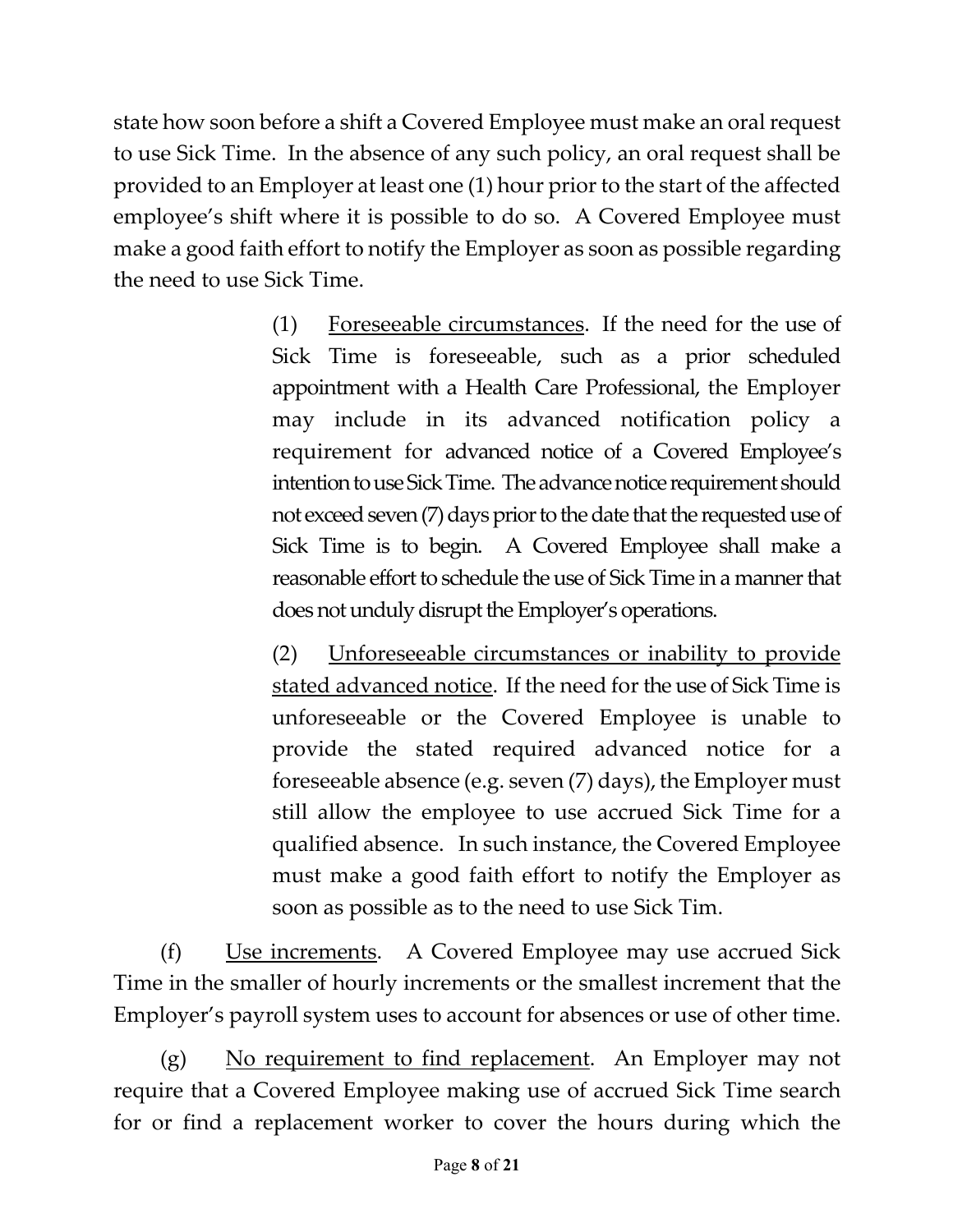state how soon before a shift a Covered Employee must make an oral request to use Sick Time. In the absence of any such policy, an oral request shall be provided to an Employer at least one (1) hour prior to the start of the affected employee's shift where it is possible to do so. A Covered Employee must make a good faith effort to notify the Employer as soon as possible regarding the need to use Sick Time.

> (1) Foreseeable circumstances. If the need for the use of Sick Time is foreseeable, such as a prior scheduled appointment with a Health Care Professional, the Employer may include in its advanced notification policy a requirement for advanced notice of a Covered Employee's intention to use Sick Time. The advance notice requirement should not exceed seven (7) days prior to the date that the requested use of Sick Time is to begin. A Covered Employee shall make a reasonable effort to schedule the use of Sick Time in a manner that does not unduly disrupt the Employer's operations.
>
> (2) Unforeseeable circumstances or inability to provide stated advanced notice. If the need for the use of Sick Time is unforeseeable or the Covered Employee is unable to provide the stated required advanced notice for a foreseeable absence (e.g. seven (7) days), the Employer must still allow the employee to use accrued Sick Time for a qualified absence. In such instance, the Covered Employee must make a good faith effort to notify the Employer as soon as possible as to the need to use Sick Tim.

(f) Use increments. A Covered Employee may use accrued Sick Time in the smaller of hourly increments or the smallest increment that the Employer's payroll system uses to account for absences or use of other time.

(g) No requirement to find replacement. An Employer may not require that a Covered Employee making use of accrued Sick Time search for or find a replacement worker to cover the hours during which the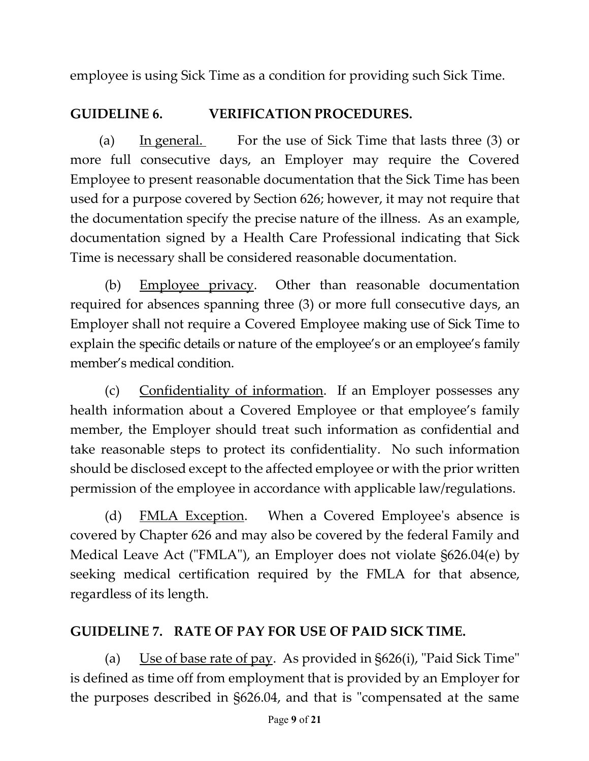employee is using Sick Time as a condition for providing such Sick Time.

## GUIDELINE 6. VERIFICATION PROCEDURES.

(a) In general. For the use of Sick Time that lasts three (3) or more full consecutive days, an Employer may require the Covered Employee to present reasonable documentation that the Sick Time has been used for a purpose covered by Section 626; however, it may not require that the documentation specify the precise nature of the illness. As an example, documentation signed by a Health Care Professional indicating that Sick Time is necessary shall be considered reasonable documentation.

(b) Employee privacy. Other than reasonable documentation required for absences spanning three (3) or more full consecutive days, an Employer shall not require a Covered Employee making use of Sick Time to explain the specific details or nature of the employee's or an employee's family member's medical condition.

(c) Confidentiality of information. If an Employer possesses any health information about a Covered Employee or that employee's family member, the Employer should treat such information as confidential and take reasonable steps to protect its confidentiality. No such information should be disclosed except to the affected employee or with the prior written permission of the employee in accordance with applicable law/regulations.

(d) FMLA Exception. When a Covered Employee's absence is covered by Chapter 626 and may also be covered by the federal Family and Medical Leave Act ("FMLA"), an Employer does not violate §626.04(e) by seeking medical certification required by the FMLA for that absence, regardless of its length.

## GUIDELINE 7. RATE OF PAY FOR USE OF PAID SICK TIME.

(a) Use of base rate of pay. As provided in §626(i), "Paid Sick Time" is defined as time off from employment that is provided by an Employer for the purposes described in §626.04, and that is "compensated at the same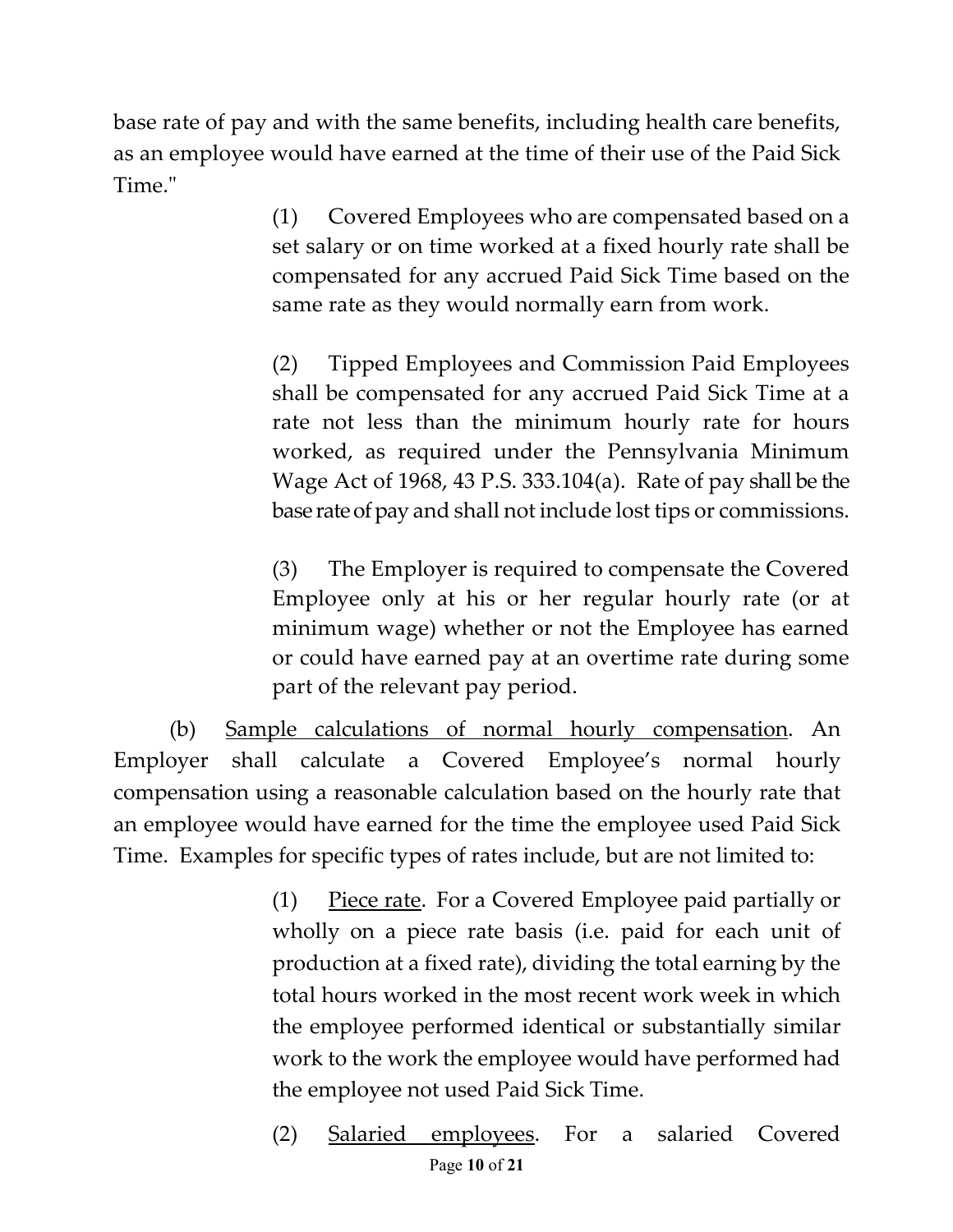base rate of pay and with the same benefits, including health care benefits, as an employee would have earned at the time of their use of the Paid Sick Time."

> (1) Covered Employees who are compensated based on a set salary or on time worked at a fixed hourly rate shall be compensated for any accrued Paid Sick Time based on the same rate as they would normally earn from work.
>
> (2) Tipped Employees and Commission Paid Employees shall be compensated for any accrued Paid Sick Time at a rate not less than the minimum hourly rate for hours worked, as required under the Pennsylvania Minimum Wage Act of 1968, 43 P.S. 333.104(a). Rate of pay shall be the base rate of pay and shall not include lost tips or commissions.
>
> (3) The Employer is required to compensate the Covered Employee only at his or her regular hourly rate (or at minimum wage) whether or not the Employee has earned or could have earned pay at an overtime rate during some part of the relevant pay period.

(b) <u>Sample calculations of normal hourly compensation</u>. An Employer shall calculate a Covered Employee's normal hourly compensation using a reasonable calculation based on the hourly rate that an employee would have earned for the time the employee used Paid Sick Time. Examples for specific types of rates include, but are not limited to:

> (1) <u>Piece rate</u>. For a Covered Employee paid partially or wholly on a piece rate basis (i.e. paid for each unit of production at a fixed rate), dividing the total earning by the total hours worked in the most recent work week in which the employee performed identical or substantially similar work to the work the employee would have performed had the employee not used Paid Sick Time.
>
> (2) <u>Salaried employees</u>. For a salaried Covered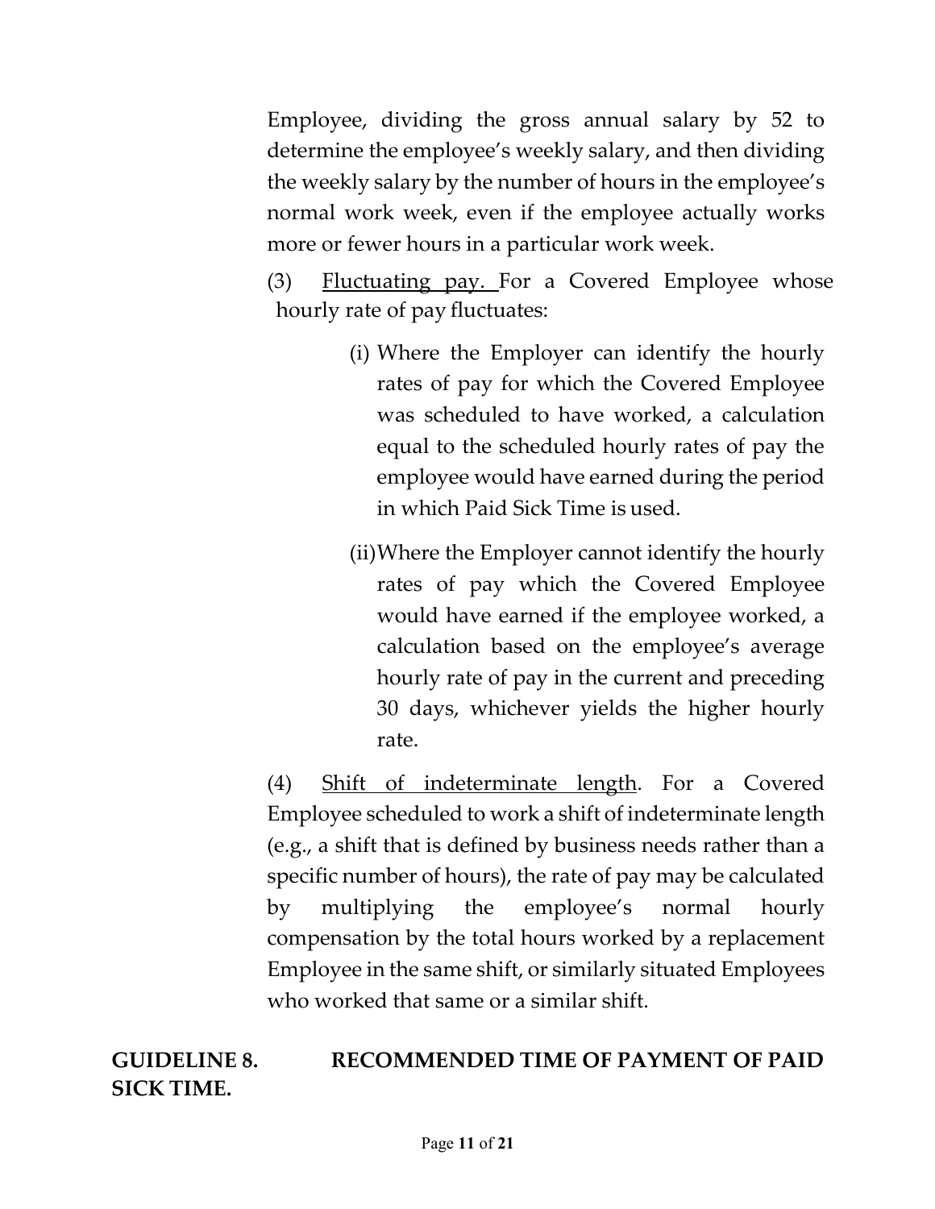Employee, dividing the gross annual salary by 52 to determine the employee's weekly salary, and then dividing the weekly salary by the number of hours in the employee's normal work week, even if the employee actually works more or fewer hours in a particular work week.

(3) Fluctuating pay. For a Covered Employee whose hourly rate of pay fluctuates:

(i) Where the Employer can identify the hourly rates of pay for which the Covered Employee was scheduled to have worked, a calculation equal to the scheduled hourly rates of pay the employee would have earned during the period in which Paid Sick Time is used.

(ii) Where the Employer cannot identify the hourly rates of pay which the Covered Employee would have earned if the employee worked, a calculation based on the employee's average hourly rate of pay in the current and preceding 30 days, whichever yields the higher hourly rate.

(4) Shift of indeterminate length. For a Covered Employee scheduled to work a shift of indeterminate length (e.g., a shift that is defined by business needs rather than a specific number of hours), the rate of pay may be calculated by multiplying the employee's normal hourly compensation by the total hours worked by a replacement Employee in the same shift, or similarly situated Employees who worked that same or a similar shift.

## GUIDELINE 8. RECOMMENDED TIME OF PAYMENT OF PAID SICK TIME.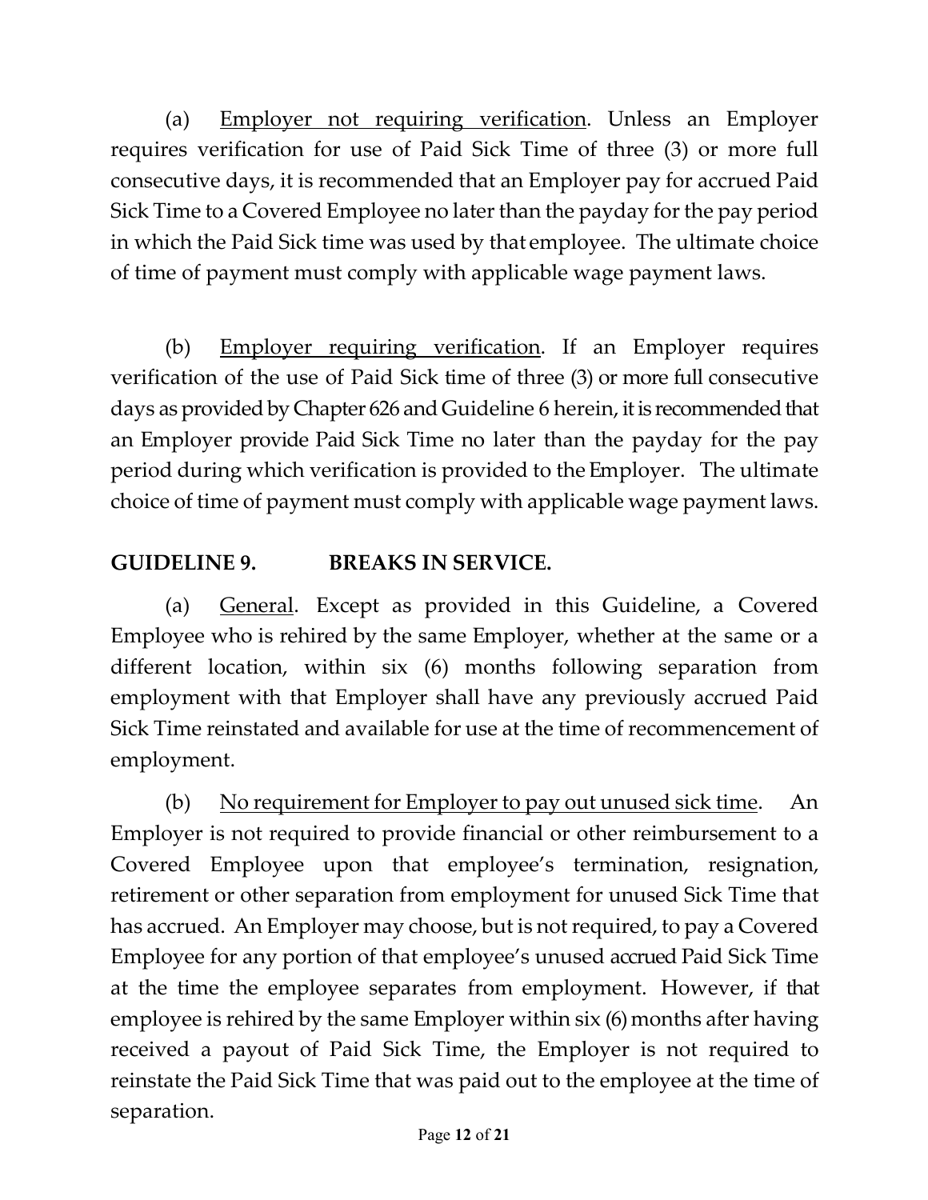(a) Employer not requiring verification. Unless an Employer requires verification for use of Paid Sick Time of three (3) or more full consecutive days, it is recommended that an Employer pay for accrued Paid Sick Time to a Covered Employee no later than the payday for the pay period in which the Paid Sick time was used by that employee. The ultimate choice of time of payment must comply with applicable wage payment laws.

(b) Employer requiring verification. If an Employer requires verification of the use of Paid Sick time of three (3) or more full consecutive days as provided by Chapter 626 and Guideline 6 herein, it is recommended that an Employer provide Paid Sick Time no later than the payday for the pay period during which verification is provided to the Employer. The ultimate choice of time of payment must comply with applicable wage payment laws.

## GUIDELINE 9. BREAKS IN SERVICE.

(a) General. Except as provided in this Guideline, a Covered Employee who is rehired by the same Employer, whether at the same or a different location, within six (6) months following separation from employment with that Employer shall have any previously accrued Paid Sick Time reinstated and available for use at the time of recommencement of employment.

(b) No requirement for Employer to pay out unused sick time. An Employer is not required to provide financial or other reimbursement to a Covered Employee upon that employee's termination, resignation, retirement or other separation from employment for unused Sick Time that has accrued. An Employer may choose, but is not required, to pay a Covered Employee for any portion of that employee's unused accrued Paid Sick Time at the time the employee separates from employment. However, if that employee is rehired by the same Employer within six (6) months after having received a payout of Paid Sick Time, the Employer is not required to reinstate the Paid Sick Time that was paid out to the employee at the time of separation.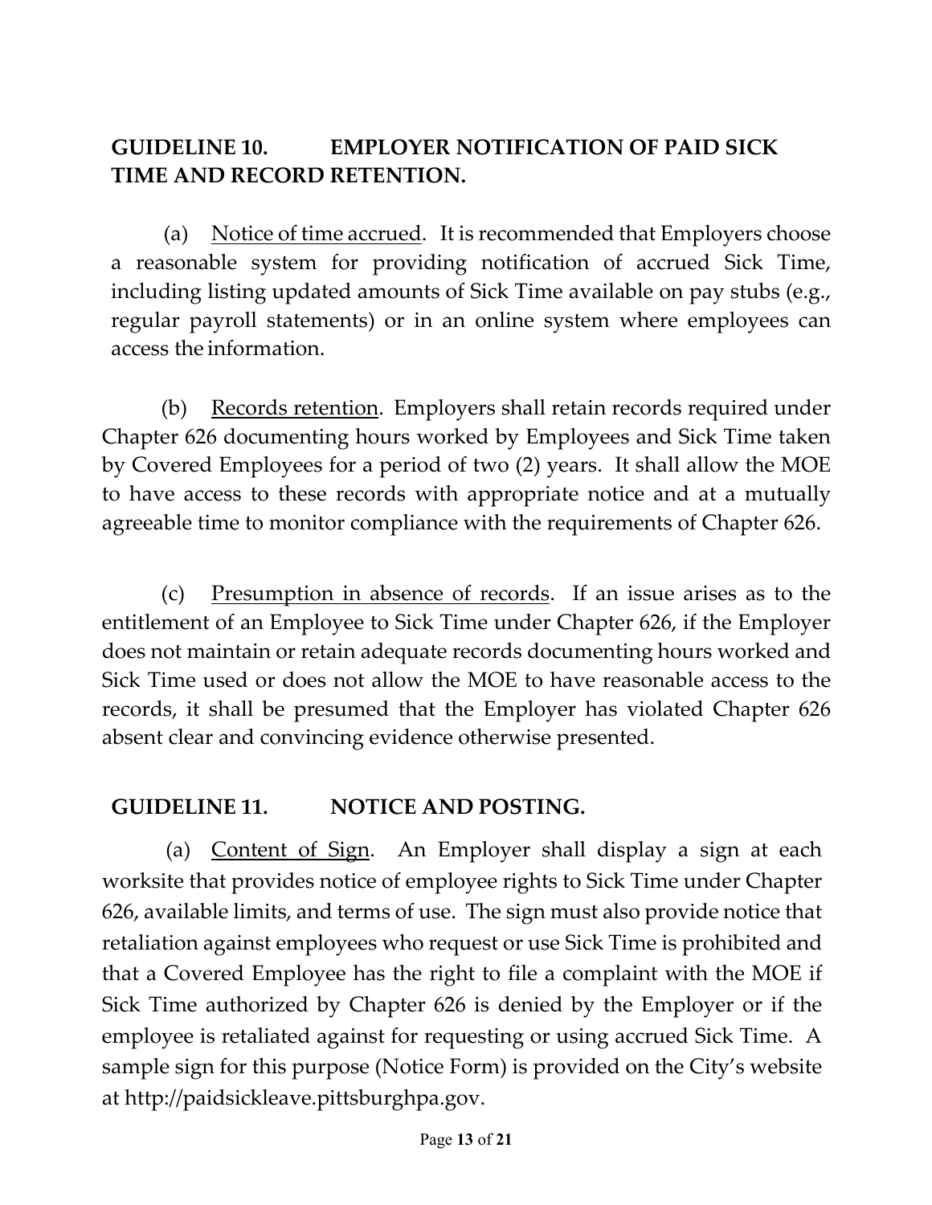## GUIDELINE 10. EMPLOYER NOTIFICATION OF PAID SICK TIME AND RECORD RETENTION.

(a) Notice of time accrued. It is recommended that Employers choose a reasonable system for providing notification of accrued Sick Time, including listing updated amounts of Sick Time available on pay stubs (e.g., regular payroll statements) or in an online system where employees can access the information.

(b) Records retention. Employers shall retain records required under Chapter 626 documenting hours worked by Employees and Sick Time taken by Covered Employees for a period of two (2) years. It shall allow the MOE to have access to these records with appropriate notice and at a mutually agreeable time to monitor compliance with the requirements of Chapter 626.

(c) Presumption in absence of records. If an issue arises as to the entitlement of an Employee to Sick Time under Chapter 626, if the Employer does not maintain or retain adequate records documenting hours worked and Sick Time used or does not allow the MOE to have reasonable access to the records, it shall be presumed that the Employer has violated Chapter 626 absent clear and convincing evidence otherwise presented.

## GUIDELINE 11. NOTICE AND POSTING.

(a) Content of Sign. An Employer shall display a sign at each worksite that provides notice of employee rights to Sick Time under Chapter 626, available limits, and terms of use. The sign must also provide notice that retaliation against employees who request or use Sick Time is prohibited and that a Covered Employee has the right to file a complaint with the MOE if Sick Time authorized by Chapter 626 is denied by the Employer or if the employee is retaliated against for requesting or using accrued Sick Time. A sample sign for this purpose (Notice Form) is provided on the City's website at http://paidsickleave.pittsburghpa.gov.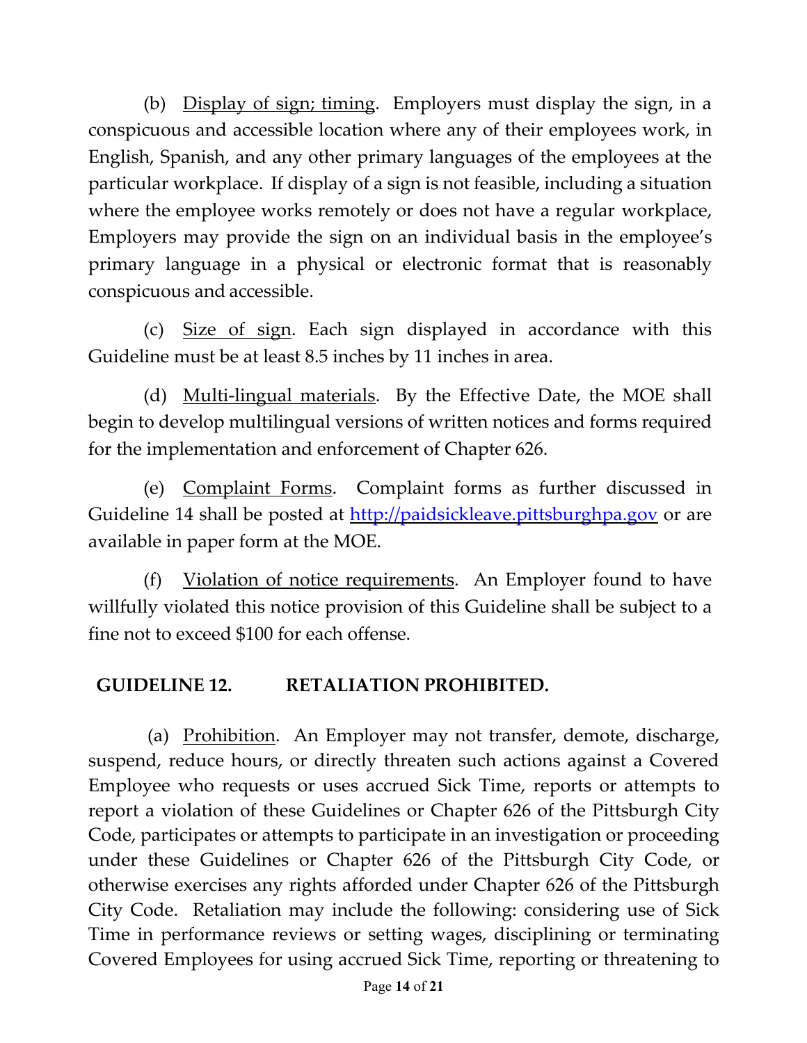(b) Display of sign; timing. Employers must display the sign, in a conspicuous and accessible location where any of their employees work, in English, Spanish, and any other primary languages of the employees at the particular workplace. If display of a sign is not feasible, including a situation where the employee works remotely or does not have a regular workplace, Employers may provide the sign on an individual basis in the employee's primary language in a physical or electronic format that is reasonably conspicuous and accessible.

(c) Size of sign. Each sign displayed in accordance with this Guideline must be at least 8.5 inches by 11 inches in area.

(d) Multi-lingual materials. By the Effective Date, the MOE shall begin to develop multilingual versions of written notices and forms required for the implementation and enforcement of Chapter 626.

(e) Complaint Forms. Complaint forms as further discussed in Guideline 14 shall be posted at [http://paidsickleave.pittsburghpa.gov](http://paidsickleave.pittsburghpa.gov) or are available in paper form at the MOE.

(f) Violation of notice requirements. An Employer found to have willfully violated this notice provision of this Guideline shall be subject to a fine not to exceed $100 for each offense.

## GUIDELINE 12. RETALIATION PROHIBITED.

(a) Prohibition. An Employer may not transfer, demote, discharge, suspend, reduce hours, or directly threaten such actions against a Covered Employee who requests or uses accrued Sick Time, reports or attempts to report a violation of these Guidelines or Chapter 626 of the Pittsburgh City Code, participates or attempts to participate in an investigation or proceeding under these Guidelines or Chapter 626 of the Pittsburgh City Code, or otherwise exercises any rights afforded under Chapter 626 of the Pittsburgh City Code. Retaliation may include the following: considering use of Sick Time in performance reviews or setting wages, disciplining or terminating Covered Employees for using accrued Sick Time, reporting or threatening to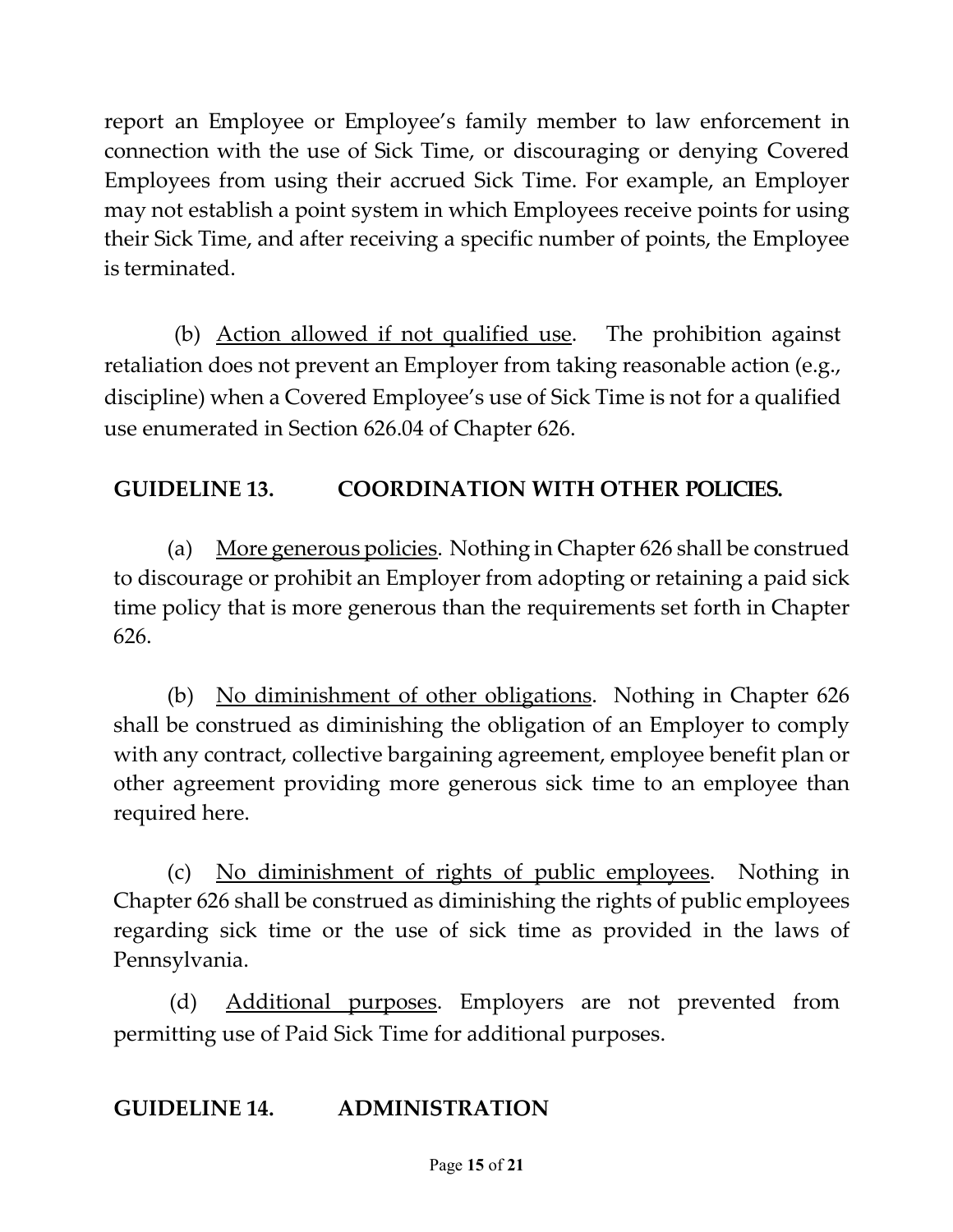report an Employee or Employee's family member to law enforcement in connection with the use of Sick Time, or discouraging or denying Covered Employees from using their accrued Sick Time. For example, an Employer may not establish a point system in which Employees receive points for using their Sick Time, and after receiving a specific number of points, the Employee is terminated.

(b) Action allowed if not qualified use. The prohibition against retaliation does not prevent an Employer from taking reasonable action (e.g., discipline) when a Covered Employee's use of Sick Time is not for a qualified use enumerated in Section 626.04 of Chapter 626.

## GUIDELINE 13. COORDINATION WITH OTHER POLICIES.

(a) More generous policies. Nothing in Chapter 626 shall be construed to discourage or prohibit an Employer from adopting or retaining a paid sick time policy that is more generous than the requirements set forth in Chapter 626.

(b) No diminishment of other obligations. Nothing in Chapter 626 shall be construed as diminishing the obligation of an Employer to comply with any contract, collective bargaining agreement, employee benefit plan or other agreement providing more generous sick time to an employee than required here.

(c) No diminishment of rights of public employees. Nothing in Chapter 626 shall be construed as diminishing the rights of public employees regarding sick time or the use of sick time as provided in the laws of Pennsylvania.

(d) Additional purposes. Employers are not prevented from permitting use of Paid Sick Time for additional purposes.

## GUIDELINE 14. ADMINISTRATION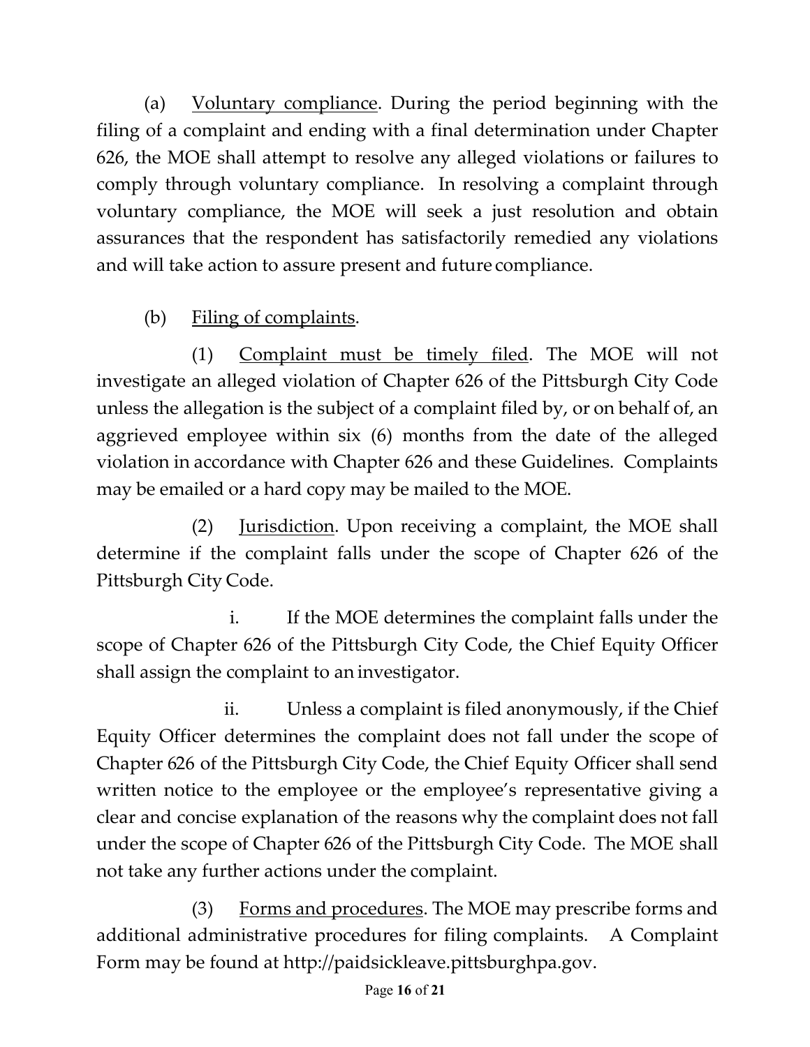(a) Voluntary compliance. During the period beginning with the filing of a complaint and ending with a final determination under Chapter 626, the MOE shall attempt to resolve any alleged violations or failures to comply through voluntary compliance. In resolving a complaint through voluntary compliance, the MOE will seek a just resolution and obtain assurances that the respondent has satisfactorily remedied any violations and will take action to assure present and future compliance.

(b) Filing of complaints.

(1) Complaint must be timely filed. The MOE will not investigate an alleged violation of Chapter 626 of the Pittsburgh City Code unless the allegation is the subject of a complaint filed by, or on behalf of, an aggrieved employee within six (6) months from the date of the alleged violation in accordance with Chapter 626 and these Guidelines. Complaints may be emailed or a hard copy may be mailed to the MOE.

(2) Jurisdiction. Upon receiving a complaint, the MOE shall determine if the complaint falls under the scope of Chapter 626 of the Pittsburgh City Code.

i. If the MOE determines the complaint falls under the scope of Chapter 626 of the Pittsburgh City Code, the Chief Equity Officer shall assign the complaint to an investigator.

ii. Unless a complaint is filed anonymously, if the Chief Equity Officer determines the complaint does not fall under the scope of Chapter 626 of the Pittsburgh City Code, the Chief Equity Officer shall send written notice to the employee or the employee's representative giving a clear and concise explanation of the reasons why the complaint does not fall under the scope of Chapter 626 of the Pittsburgh City Code. The MOE shall not take any further actions under the complaint.

(3) Forms and procedures. The MOE may prescribe forms and additional administrative procedures for filing complaints. A Complaint Form may be found at http://paidsickleave.pittsburghpa.gov.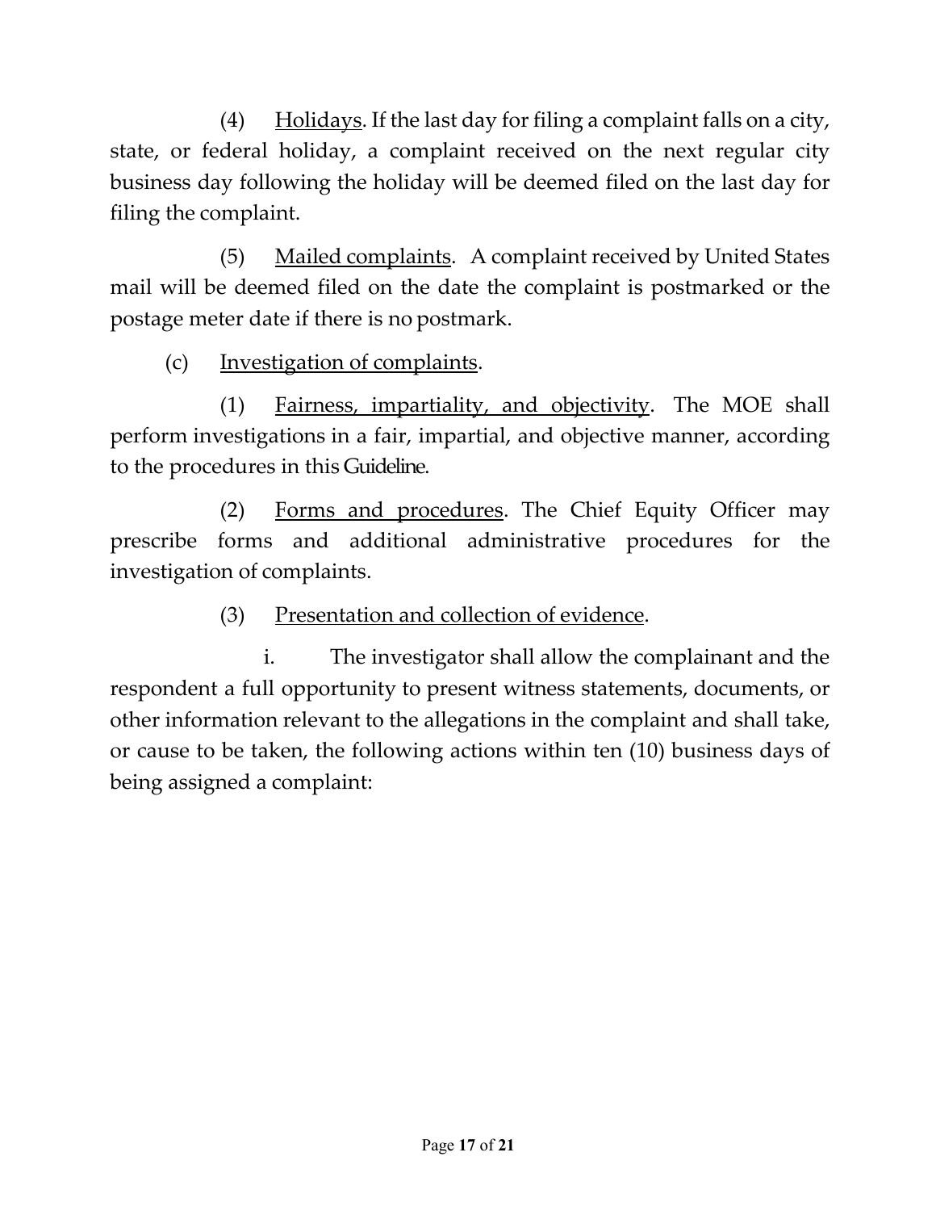(4) Holidays. If the last day for filing a complaint falls on a city, state, or federal holiday, a complaint received on the next regular city business day following the holiday will be deemed filed on the last day for filing the complaint.

(5) Mailed complaints. A complaint received by United States mail will be deemed filed on the date the complaint is postmarked or the postage meter date if there is no postmark.

(c) Investigation of complaints.

(1) Fairness, impartiality, and objectivity. The MOE shall perform investigations in a fair, impartial, and objective manner, according to the procedures in this Guideline.

(2) Forms and procedures. The Chief Equity Officer may prescribe forms and additional administrative procedures for the investigation of complaints.

(3) Presentation and collection of evidence.

i. The investigator shall allow the complainant and the respondent a full opportunity to present witness statements, documents, or other information relevant to the allegations in the complaint and shall take, or cause to be taken, the following actions within ten (10) business days of being assigned a complaint: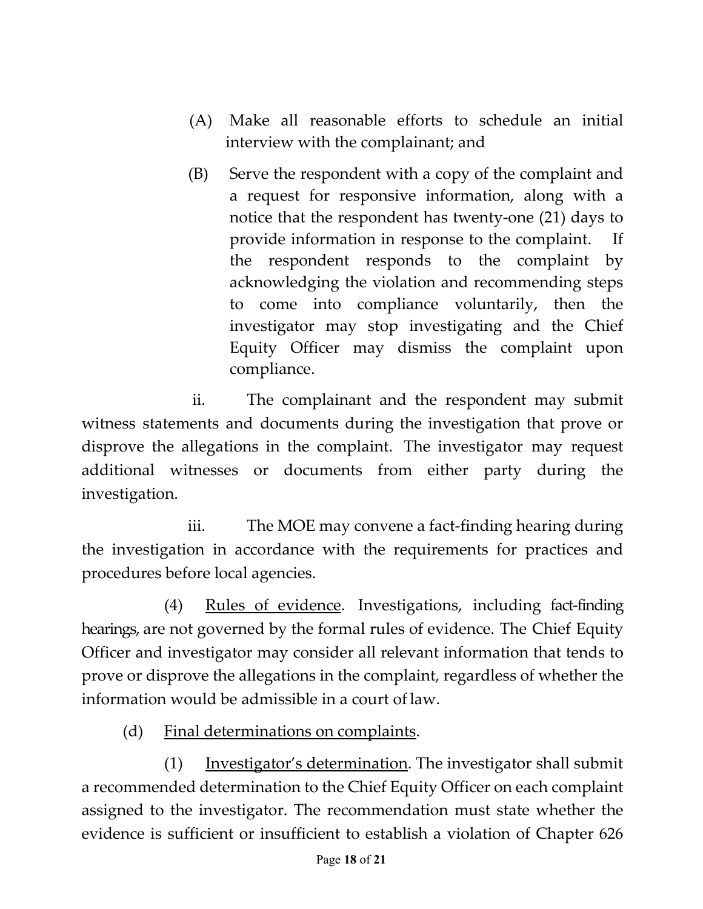(A) Make all reasonable efforts to schedule an initial interview with the complainant; and

(B) Serve the respondent with a copy of the complaint and a request for responsive information, along with a notice that the respondent has twenty-one (21) days to provide information in response to the complaint. If the respondent responds to the complaint by acknowledging the violation and recommending steps to come into compliance voluntarily, then the investigator may stop investigating and the Chief Equity Officer may dismiss the complaint upon compliance.

ii. The complainant and the respondent may submit witness statements and documents during the investigation that prove or disprove the allegations in the complaint. The investigator may request additional witnesses or documents from either party during the investigation.

iii. The MOE may convene a fact-finding hearing during the investigation in accordance with the requirements for practices and procedures before local agencies.

(4) <u>Rules of evidence</u>. Investigations, including fact-finding hearings, are not governed by the formal rules of evidence. The Chief Equity Officer and investigator may consider all relevant information that tends to prove or disprove the allegations in the complaint, regardless of whether the information would be admissible in a court of law.

(d) <u>Final determinations on complaints</u>.

(1) <u>Investigator's determination</u>. The investigator shall submit a recommended determination to the Chief Equity Officer on each complaint assigned to the investigator. The recommendation must state whether the evidence is sufficient or insufficient to establish a violation of Chapter 626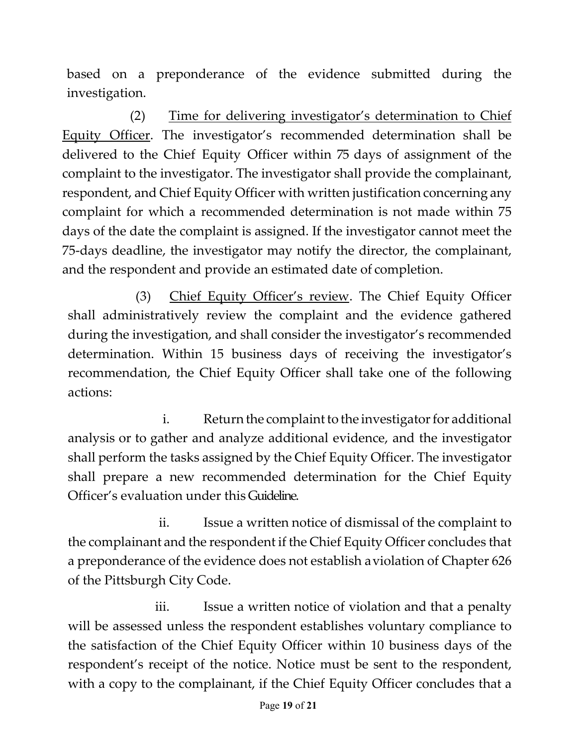based on a preponderance of the evidence submitted during the investigation.

(2) Time for delivering investigator's determination to Chief Equity Officer. The investigator's recommended determination shall be delivered to the Chief Equity Officer within 75 days of assignment of the complaint to the investigator. The investigator shall provide the complainant, respondent, and Chief Equity Officer with written justification concerning any complaint for which a recommended determination is not made within 75 days of the date the complaint is assigned. If the investigator cannot meet the 75-days deadline, the investigator may notify the director, the complainant, and the respondent and provide an estimated date of completion.

(3) Chief Equity Officer's review. The Chief Equity Officer shall administratively review the complaint and the evidence gathered during the investigation, and shall consider the investigator's recommended determination. Within 15 business days of receiving the investigator's recommendation, the Chief Equity Officer shall take one of the following actions:

i. Return the complaint to the investigator for additional analysis or to gather and analyze additional evidence, and the investigator shall perform the tasks assigned by the Chief Equity Officer. The investigator shall prepare a new recommended determination for the Chief Equity Officer's evaluation under this Guideline.

ii. Issue a written notice of dismissal of the complaint to the complainant and the respondent if the Chief Equity Officer concludes that a preponderance of the evidence does not establish a violation of Chapter 626 of the Pittsburgh City Code.

iii. Issue a written notice of violation and that a penalty will be assessed unless the respondent establishes voluntary compliance to the satisfaction of the Chief Equity Officer within 10 business days of the respondent's receipt of the notice. Notice must be sent to the respondent, with a copy to the complainant, if the Chief Equity Officer concludes that a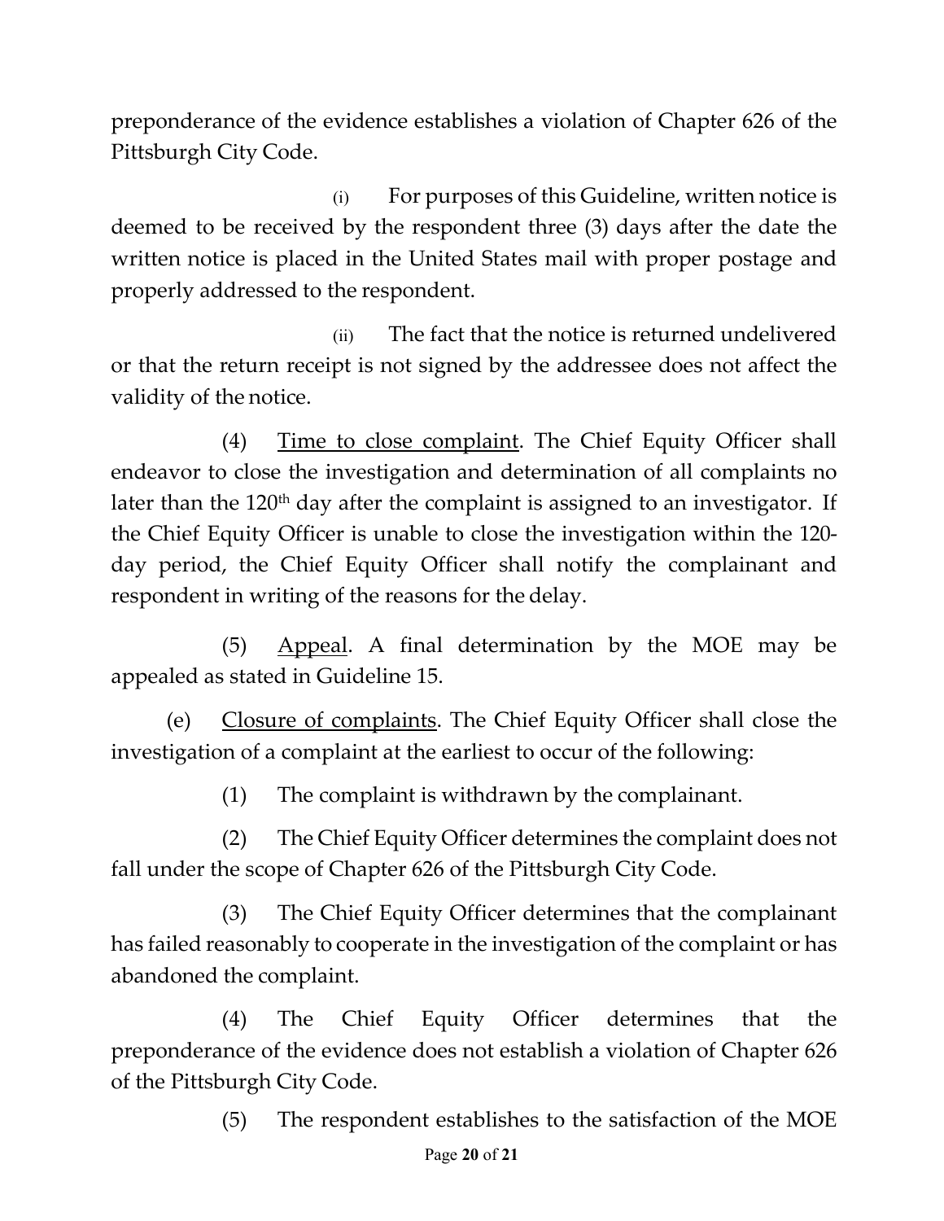preponderance of the evidence establishes a violation of Chapter 626 of the Pittsburgh City Code.

(i) For purposes of this Guideline, written notice is deemed to be received by the respondent three (3) days after the date the written notice is placed in the United States mail with proper postage and properly addressed to the respondent.

(ii) The fact that the notice is returned undelivered or that the return receipt is not signed by the addressee does not affect the validity of the notice.

(4) Time to close complaint. The Chief Equity Officer shall endeavor to close the investigation and determination of all complaints no later than the 120th day after the complaint is assigned to an investigator. If the Chief Equity Officer is unable to close the investigation within the 120-day period, the Chief Equity Officer shall notify the complainant and respondent in writing of the reasons for the delay.

(5) Appeal. A final determination by the MOE may be appealed as stated in Guideline 15.

(e) Closure of complaints. The Chief Equity Officer shall close the investigation of a complaint at the earliest to occur of the following:

(1) The complaint is withdrawn by the complainant.

(2) The Chief Equity Officer determines the complaint does not fall under the scope of Chapter 626 of the Pittsburgh City Code.

(3) The Chief Equity Officer determines that the complainant has failed reasonably to cooperate in the investigation of the complaint or has abandoned the complaint.

(4) The Chief Equity Officer determines that the preponderance of the evidence does not establish a violation of Chapter 626 of the Pittsburgh City Code.

(5) The respondent establishes to the satisfaction of the MOE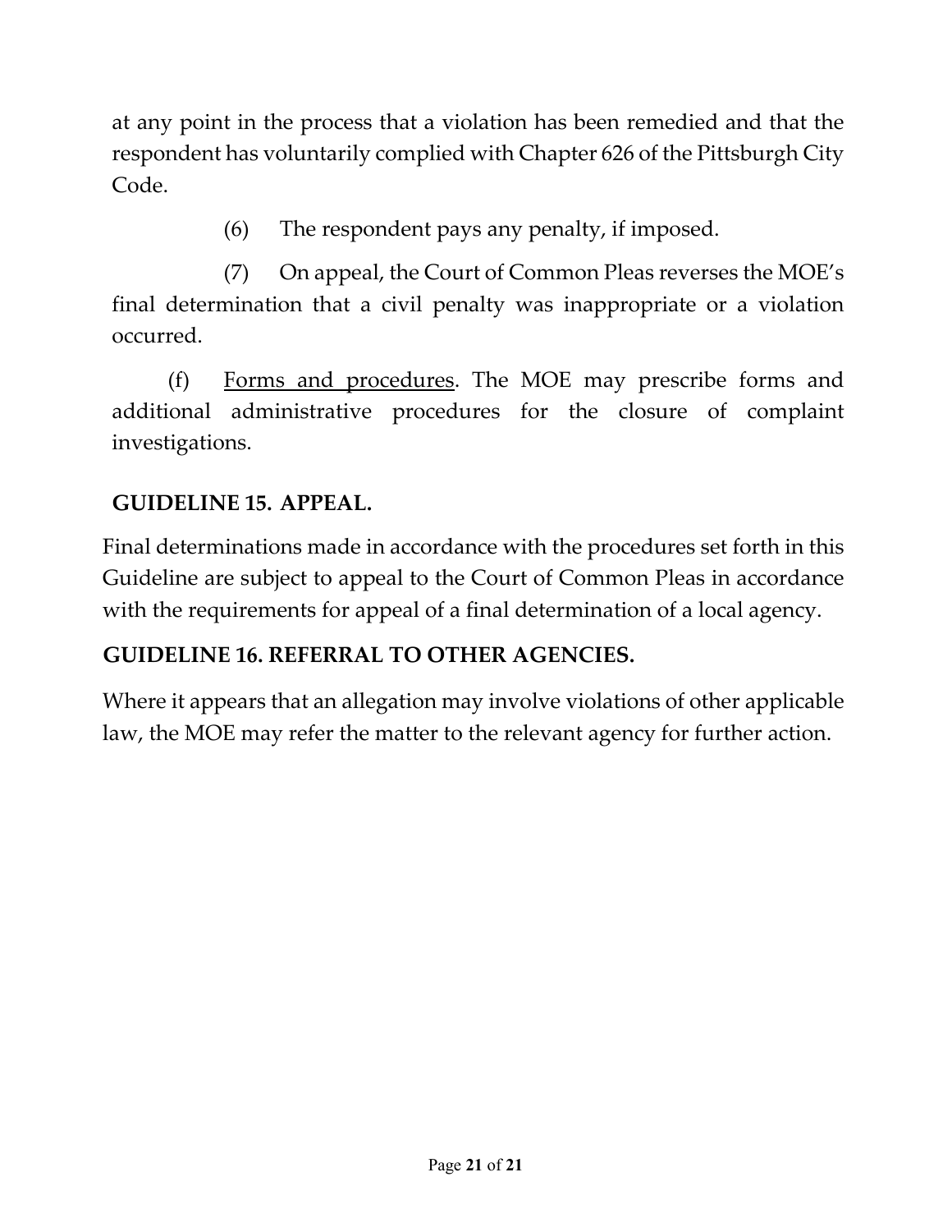at any point in the process that a violation has been remedied and that the respondent has voluntarily complied with Chapter 626 of the Pittsburgh City Code.

(6) The respondent pays any penalty, if imposed.

(7) On appeal, the Court of Common Pleas reverses the MOE's final determination that a civil penalty was inappropriate or a violation occurred.

(f) Forms and procedures. The MOE may prescribe forms and additional administrative procedures for the closure of complaint investigations.

## GUIDELINE 15. APPEAL.

Final determinations made in accordance with the procedures set forth in this Guideline are subject to appeal to the Court of Common Pleas in accordance with the requirements for appeal of a final determination of a local agency.

## GUIDELINE 16. REFERRAL TO OTHER AGENCIES.

Where it appears that an allegation may involve violations of other applicable law, the MOE may refer the matter to the relevant agency for further action.